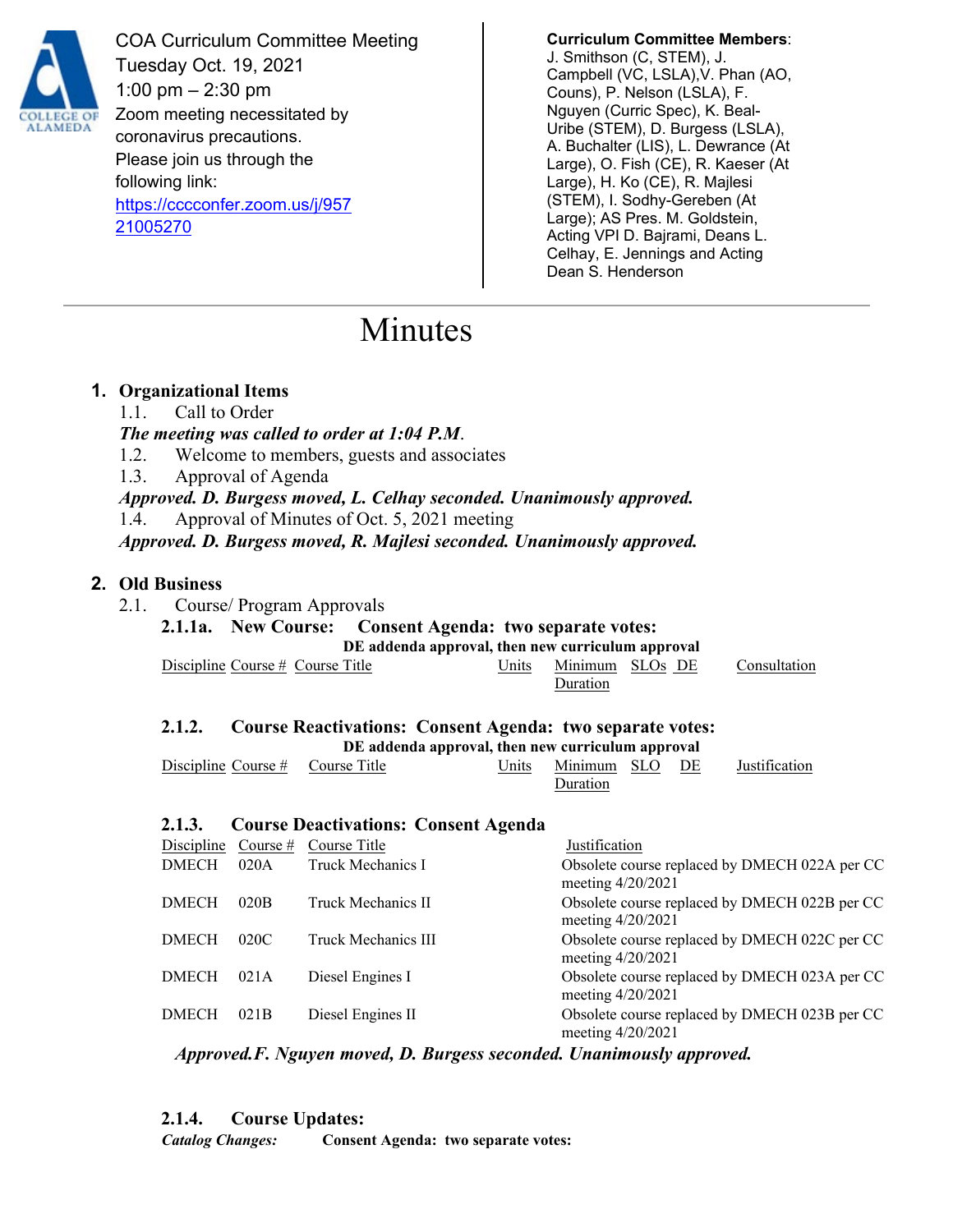COA Curriculum Committee Meeting
Tuesday Oct. 19, 2021
1:00 pm – 2:30 pm
Zoom meeting necessitated by coronavirus precautions.
Please join us through the following link:
https://cccconfer.zoom.us/j/95721005270

**Curriculum Committee Members**: J. Smithson (C, STEM), J. Campbell (VC, LSLA),V. Phan (AO, Couns), P. Nelson (LSLA), F. Nguyen (Curric Spec), K. Beal-Uribe (STEM), D. Burgess (LSLA), A. Buchalter (LIS), L. Dewrance (At Large), O. Fish (CE), R. Kaeser (At Large), H. Ko (CE), R. Majlesi (STEM), I. Sodhy-Gereben (At Large); AS Pres. M. Goldstein, Acting VPI D. Bajrami, Deans L. Celhay, E. Jennings and Acting Dean S. Henderson

# Minutes

## 1. Organizational Items

1.1. Call to Order

***The meeting was called to order at 1:04 P.M.***

1.2. Welcome to members, guests and associates

1.3. Approval of Agenda

***Approved. D. Burgess moved, L. Celhay seconded. Unanimously approved.***

1.4. Approval of Minutes of Oct. 5, 2021 meeting

***Approved. D. Burgess moved, R. Majlesi seconded. Unanimously approved.***

## 2. Old Business

2.1. Course/ Program Approvals

### 2.1.1a. New Course: Consent Agenda: two separate votes:

**DE addenda approval, then new curriculum approval**

| Discipline | Course # | Course Title | Units | Minimum Duration | SLOs | DE | Consultation |
|---|---|---|---|---|---|---|---|

### 2.1.2. Course Reactivations: Consent Agenda: two separate votes:

**DE addenda approval, then new curriculum approval**

| Discipline | Course # | Course Title | Units | Minimum Duration | SLO | DE | Justification |
|---|---|---|---|---|---|---|---|

### 2.1.3. Course Deactivations: Consent Agenda

| Discipline | Course # | Course Title | Justification |
|---|---|---|---|
| DMECH | 020A | Truck Mechanics I | Obsolete course replaced by DMECH 022A per CC meeting 4/20/2021 |
| DMECH | 020B | Truck Mechanics II | Obsolete course replaced by DMECH 022B per CC meeting 4/20/2021 |
| DMECH | 020C | Truck Mechanics III | Obsolete course replaced by DMECH 022C per CC meeting 4/20/2021 |
| DMECH | 021A | Diesel Engines I | Obsolete course replaced by DMECH 023A per CC meeting 4/20/2021 |
| DMECH | 021B | Diesel Engines II | Obsolete course replaced by DMECH 023B per CC meeting 4/20/2021 |

***Approved.F. Nguyen moved, D. Burgess seconded. Unanimously approved.***

### 2.1.4. Course Updates:

***Catalog Changes:*** **Consent Agenda: two separate votes:**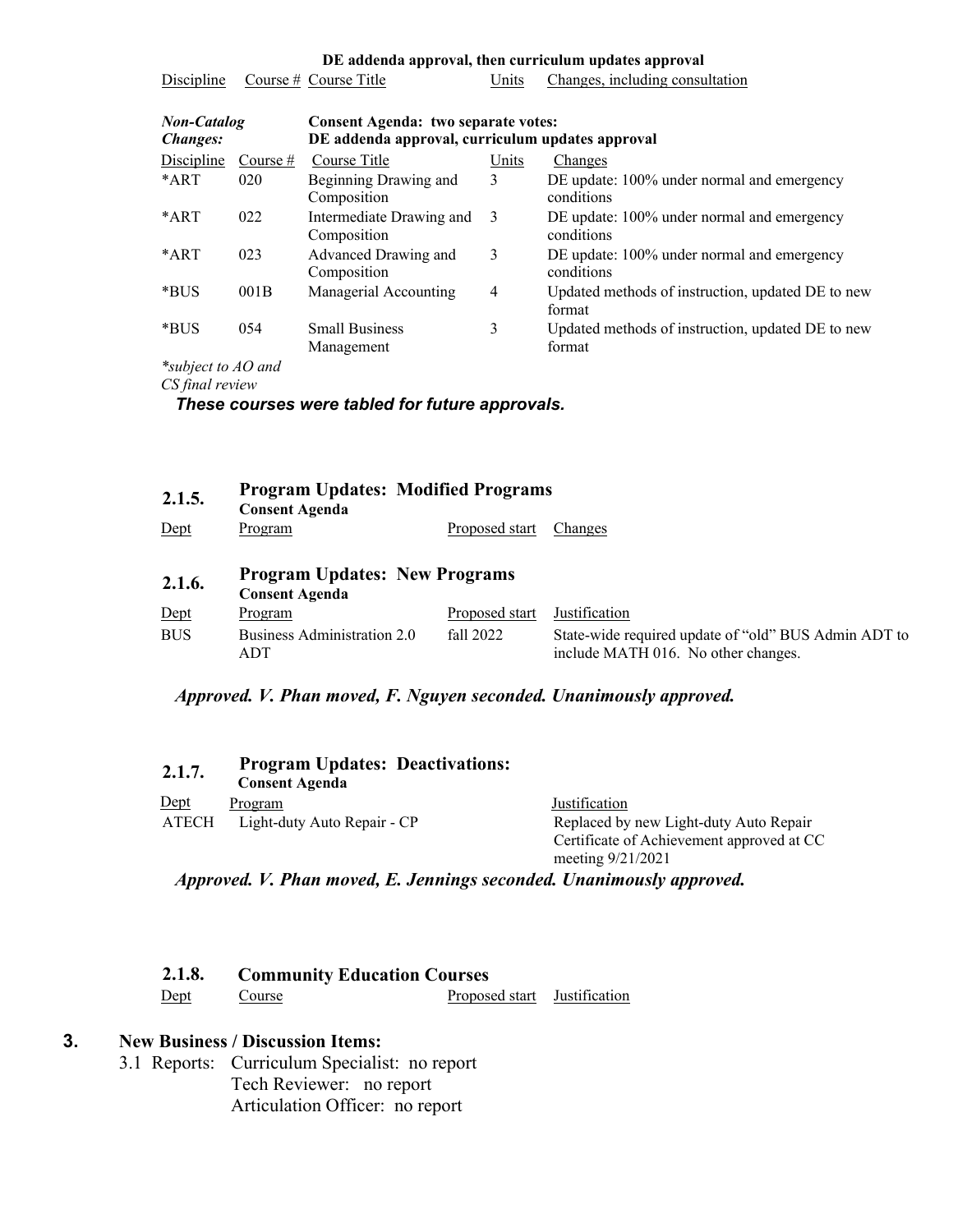**DE addenda approval, then curriculum updates approval**

| Discipline | Course # | Course Title | Units | Changes, including consultation |
|---|---|---|---|---|

***Non-Catalog Changes:*** **Consent Agenda: two separate votes: DE addenda approval, curriculum updates approval**

| Discipline | Course # | Course Title | Units | Changes |
|---|---|---|---|---|
| *ART | 020 | Beginning Drawing and Composition | 3 | DE update: 100% under normal and emergency conditions |
| *ART | 022 | Intermediate Drawing and Composition | 3 | DE update: 100% under normal and emergency conditions |
| *ART | 023 | Advanced Drawing and Composition | 3 | DE update: 100% under normal and emergency conditions |
| *BUS | 001B | Managerial Accounting | 4 | Updated methods of instruction, updated DE to new format |
| *BUS | 054 | Small Business Management | 3 | Updated methods of instruction, updated DE to new format |

*\*subject to AO and CS final review*

***These courses were tabled for future approvals.***

### 2.1.5. Program Updates: Modified Programs
**Consent Agenda**

| Dept | Program | Proposed start | Changes |
|---|---|---|---|

### 2.1.6. Program Updates: New Programs
**Consent Agenda**

| Dept | Program | Proposed start | Justification |
|---|---|---|---|
| BUS | Business Administration 2.0 ADT | fall 2022 | State-wide required update of "old" BUS Admin ADT to include MATH 016. No other changes. |

***Approved. V. Phan moved, F. Nguyen seconded. Unanimously approved.***

### 2.1.7. Program Updates: Deactivations:
**Consent Agenda**

| Dept | Program | Justification |
|---|---|---|
| ATECH | Light-duty Auto Repair - CP | Replaced by new Light-duty Auto Repair Certificate of Achievement approved at CC meeting 9/21/2021 |

***Approved. V. Phan moved, E. Jennings seconded. Unanimously approved.***

### 2.1.8. Community Education Courses

| Dept | Course | Proposed start | Justification |
|---|---|---|---|

## 3. New Business / Discussion Items:

3.1 Reports: Curriculum Specialist: no report
Tech Reviewer: no report
Articulation Officer: no report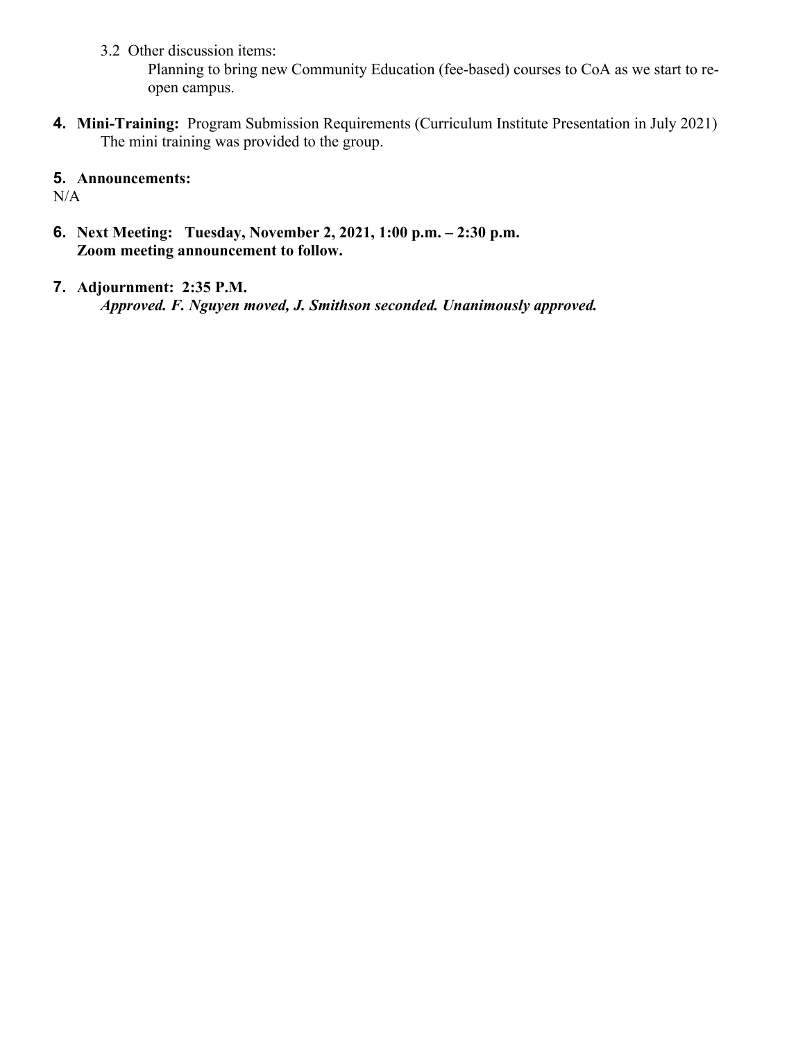3.2 Other discussion items:

Planning to bring new Community Education (fee-based) courses to CoA as we start to re-open campus.

**4. Mini-Training:** Program Submission Requirements (Curriculum Institute Presentation in July 2021)

The mini training was provided to the group.

**5. Announcements:**

N/A

**6. Next Meeting: Tuesday, November 2, 2021, 1:00 p.m. – 2:30 p.m.**
**Zoom meeting announcement to follow.**

**7. Adjournment: 2:35 P.M.**

***Approved. F. Nguyen moved, J. Smithson seconded. Unanimously approved.***